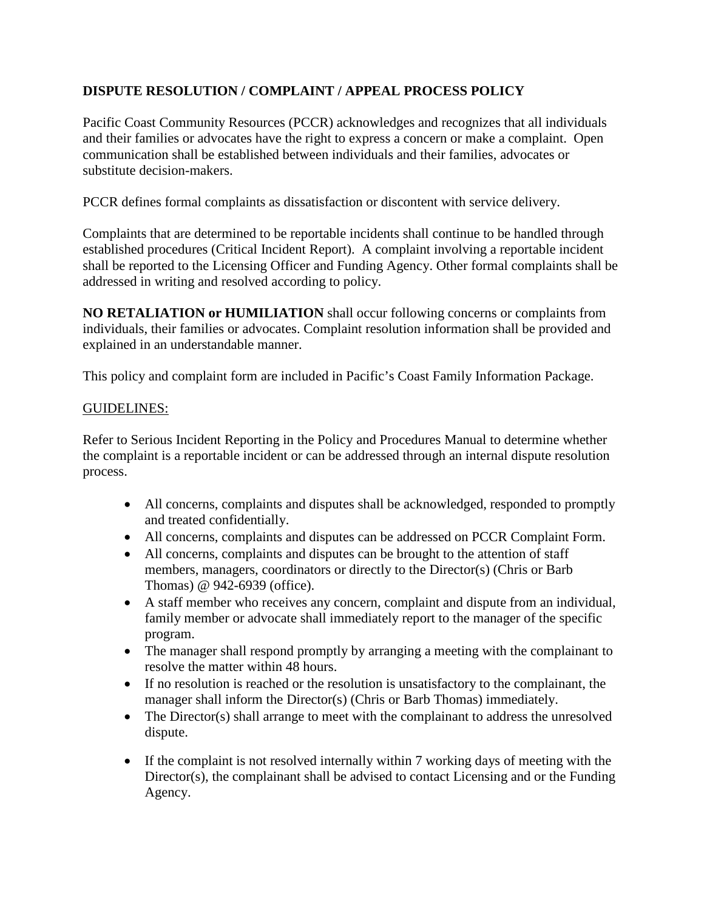# DISPUTE RESOLUTION / COMPLAINT / APPEAL PROCESS POLICY

Pacific Coast Community Resources (PCCR) acknowledges and recognizes that all individuals and their families or advocates have the right to express a concern or make a complaint. Open communication shall be established between individuals and their families, advocates or substitute decision-makers.

PCCR defines formal complaints as dissatisfaction or discontent with service delivery.

Complaints that are determined to be reportable incidents shall continue to be handled through established procedures (Critical Incident Report). A complaint involving a reportable incident shall be reported to the Licensing Officer and Funding Agency. Other formal complaints shall be addressed in writing and resolved according to policy.

**NO RETALIATION or HUMILIATION** shall occur following concerns or complaints from individuals, their families or advocates. Complaint resolution information shall be provided and explained in an understandable manner.

This policy and complaint form are included in Pacific's Coast Family Information Package.

GUIDELINES:

Refer to Serious Incident Reporting in the Policy and Procedures Manual to determine whether the complaint is a reportable incident or can be addressed through an internal dispute resolution process.

- All concerns, complaints and disputes shall be acknowledged, responded to promptly and treated confidentially.
- All concerns, complaints and disputes can be addressed on PCCR Complaint Form.
- All concerns, complaints and disputes can be brought to the attention of staff members, managers, coordinators or directly to the Director(s) (Chris or Barb Thomas) @ 942-6939 (office).
- A staff member who receives any concern, complaint and dispute from an individual, family member or advocate shall immediately report to the manager of the specific program.
- The manager shall respond promptly by arranging a meeting with the complainant to resolve the matter within 48 hours.
- If no resolution is reached or the resolution is unsatisfactory to the complainant, the manager shall inform the Director(s) (Chris or Barb Thomas) immediately.
- The Director(s) shall arrange to meet with the complainant to address the unresolved dispute.
- If the complaint is not resolved internally within 7 working days of meeting with the Director(s), the complainant shall be advised to contact Licensing and or the Funding Agency.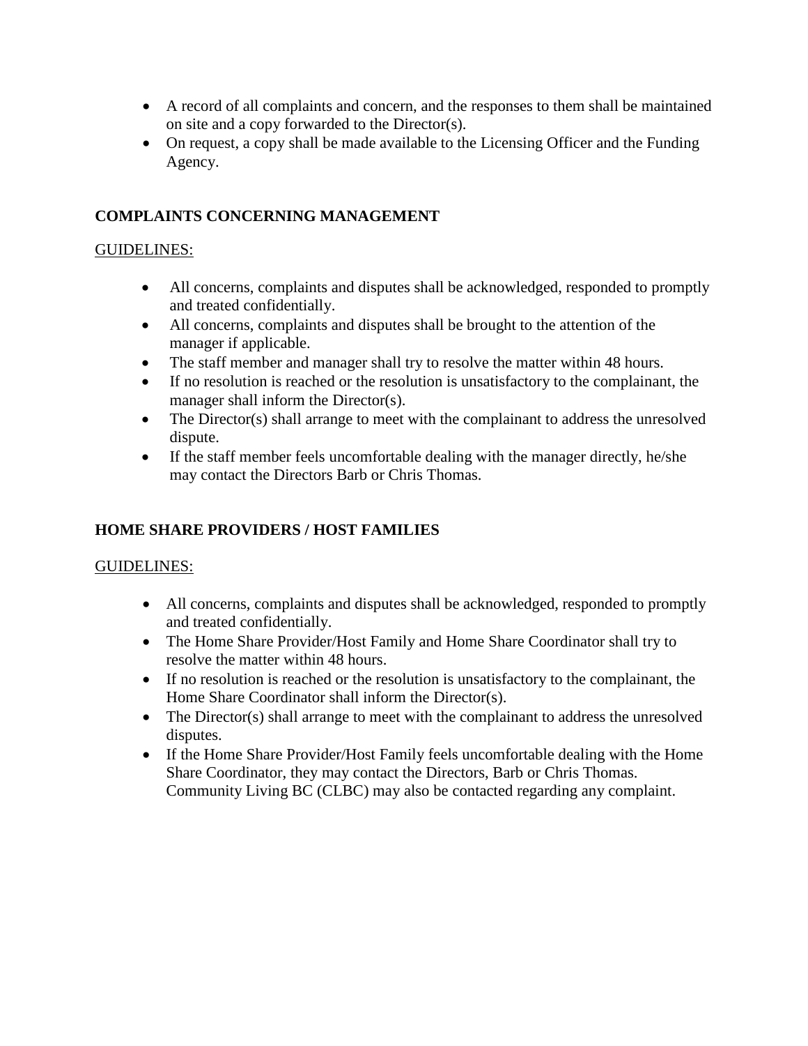- A record of all complaints and concern, and the responses to them shall be maintained on site and a copy forwarded to the Director(s).
- On request, a copy shall be made available to the Licensing Officer and the Funding Agency.

## COMPLAINTS CONCERNING MANAGEMENT

GUIDELINES:

- All concerns, complaints and disputes shall be acknowledged, responded to promptly and treated confidentially.
- All concerns, complaints and disputes shall be brought to the attention of the manager if applicable.
- The staff member and manager shall try to resolve the matter within 48 hours.
- If no resolution is reached or the resolution is unsatisfactory to the complainant, the manager shall inform the Director(s).
- The Director(s) shall arrange to meet with the complainant to address the unresolved dispute.
- If the staff member feels uncomfortable dealing with the manager directly, he/she may contact the Directors Barb or Chris Thomas.

## HOME SHARE PROVIDERS / HOST FAMILIES

GUIDELINES:

- All concerns, complaints and disputes shall be acknowledged, responded to promptly and treated confidentially.
- The Home Share Provider/Host Family and Home Share Coordinator shall try to resolve the matter within 48 hours.
- If no resolution is reached or the resolution is unsatisfactory to the complainant, the Home Share Coordinator shall inform the Director(s).
- The Director(s) shall arrange to meet with the complainant to address the unresolved disputes.
- If the Home Share Provider/Host Family feels uncomfortable dealing with the Home Share Coordinator, they may contact the Directors, Barb or Chris Thomas. Community Living BC (CLBC) may also be contacted regarding any complaint.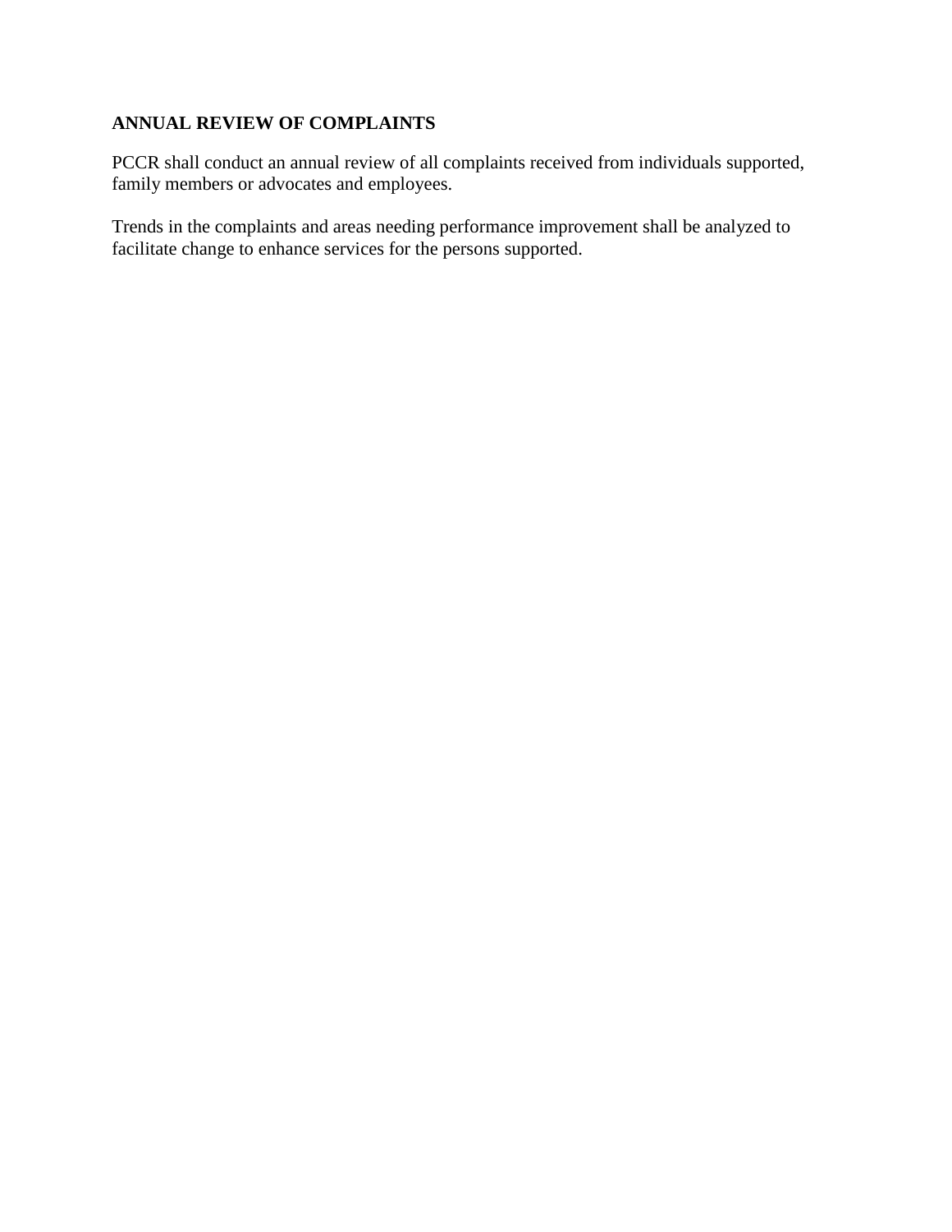**ANNUAL REVIEW OF COMPLAINTS**

PCCR shall conduct an annual review of all complaints received from individuals supported, family members or advocates and employees.

Trends in the complaints and areas needing performance improvement shall be analyzed to facilitate change to enhance services for the persons supported.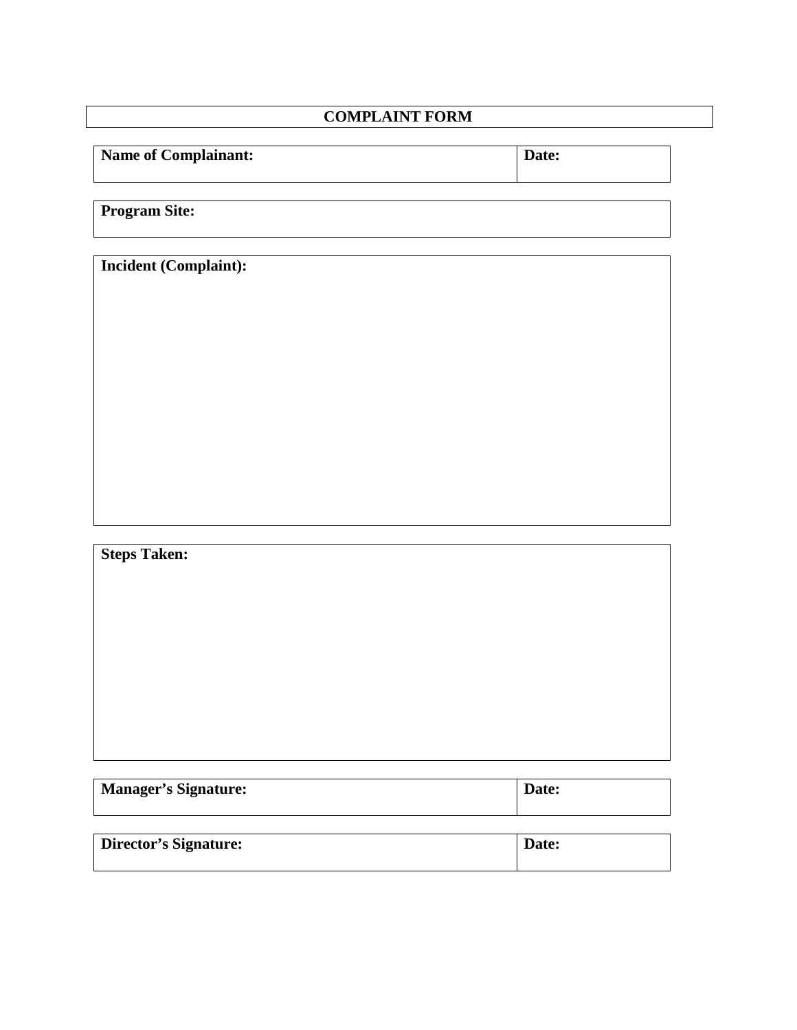# COMPLAINT FORM

| | |
|---|---|
| **Name of Complainant:** | **Date:** |

| |
|---|
| **Program Site:** |

| |
|---|
| **Incident (Complaint):** |

| |
|---|
| **Steps Taken:** |

| | |
|---|---|
| **Manager's Signature:** | **Date:** |

| | |
|---|---|
| **Director's Signature:** | **Date:** |